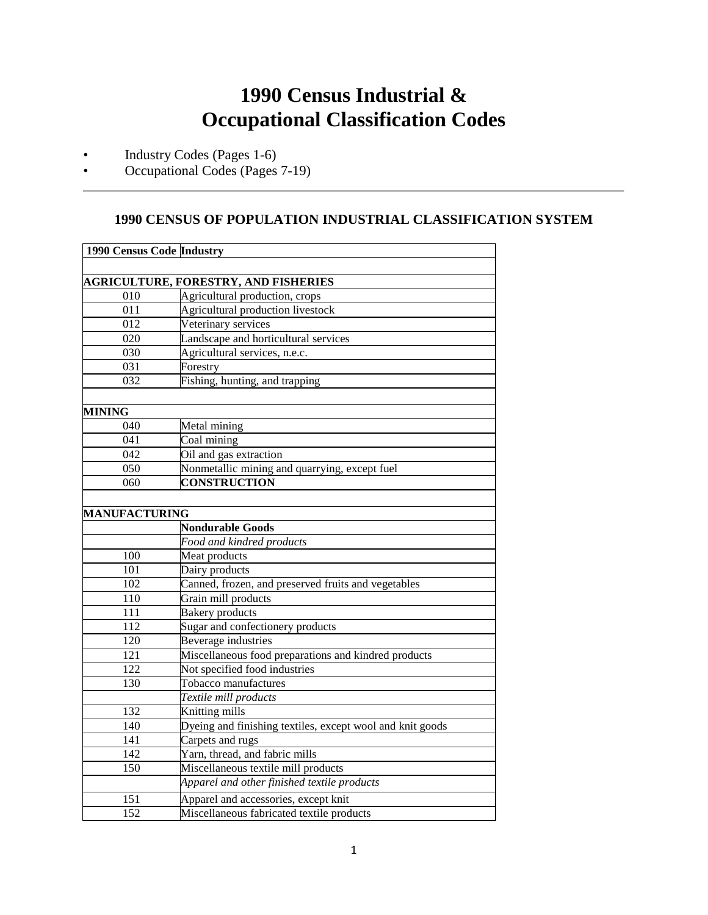# 1990 Census Industrial & Occupational Classification Codes

- Industry Codes (Pages 1-6)
- Occupational Codes (Pages 7-19)

---

## 1990 CENSUS OF POPULATION INDUSTRIAL CLASSIFICATION SYSTEM

| 1990 Census Code | Industry |
|---|---|
| | |
| **AGRICULTURE, FORESTRY, AND FISHERIES** | |
| 010 | Agricultural production, crops |
| 011 | Agricultural production livestock |
| 012 | Veterinary services |
| 020 | Landscape and horticultural services |
| 030 | Agricultural services, n.e.c. |
| 031 | Forestry |
| 032 | Fishing, hunting, and trapping |
| | |
| **MINING** | |
| 040 | Metal mining |
| 041 | Coal mining |
| 042 | Oil and gas extraction |
| 050 | Nonmetallic mining and quarrying, except fuel |
| 060 | **CONSTRUCTION** |
| | |
| **MANUFACTURING** | |
| | **Nondurable Goods** |
| | *Food and kindred products* |
| 100 | Meat products |
| 101 | Dairy products |
| 102 | Canned, frozen, and preserved fruits and vegetables |
| 110 | Grain mill products |
| 111 | Bakery products |
| 112 | Sugar and confectionery products |
| 120 | Beverage industries |
| 121 | Miscellaneous food preparations and kindred products |
| 122 | Not specified food industries |
| 130 | Tobacco manufactures |
| | *Textile mill products* |
| 132 | Knitting mills |
| 140 | Dyeing and finishing textiles, except wool and knit goods |
| 141 | Carpets and rugs |
| 142 | Yarn, thread, and fabric mills |
| 150 | Miscellaneous textile mill products |
| | *Apparel and other finished textile products* |
| 151 | Apparel and accessories, except knit |
| 152 | Miscellaneous fabricated textile products |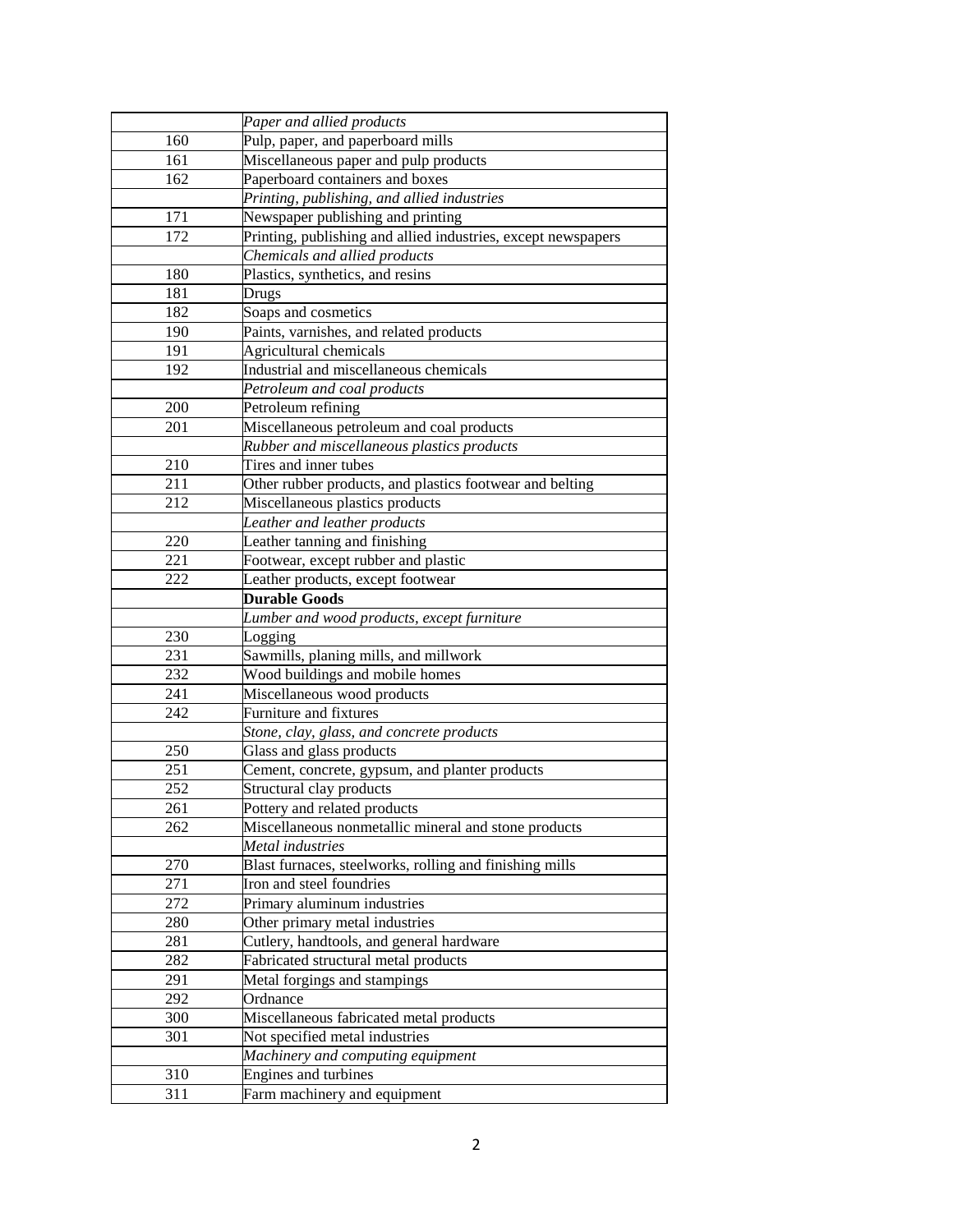| | |
|---|---|
| | *Paper and allied products* |
| 160 | Pulp, paper, and paperboard mills |
| 161 | Miscellaneous paper and pulp products |
| 162 | Paperboard containers and boxes |
| | *Printing, publishing, and allied industries* |
| 171 | Newspaper publishing and printing |
| 172 | Printing, publishing and allied industries, except newspapers |
| | *Chemicals and allied products* |
| 180 | Plastics, synthetics, and resins |
| 181 | Drugs |
| 182 | Soaps and cosmetics |
| 190 | Paints, varnishes, and related products |
| 191 | Agricultural chemicals |
| 192 | Industrial and miscellaneous chemicals |
| | *Petroleum and coal products* |
| 200 | Petroleum refining |
| 201 | Miscellaneous petroleum and coal products |
| | *Rubber and miscellaneous plastics products* |
| 210 | Tires and inner tubes |
| 211 | Other rubber products, and plastics footwear and belting |
| 212 | Miscellaneous plastics products |
| | *Leather and leather products* |
| 220 | Leather tanning and finishing |
| 221 | Footwear, except rubber and plastic |
| 222 | Leather products, except footwear |
| | **Durable Goods** |
| | *Lumber and wood products, except furniture* |
| 230 | Logging |
| 231 | Sawmills, planing mills, and millwork |
| 232 | Wood buildings and mobile homes |
| 241 | Miscellaneous wood products |
| 242 | Furniture and fixtures |
| | *Stone, clay, glass, and concrete products* |
| 250 | Glass and glass products |
| 251 | Cement, concrete, gypsum, and planter products |
| 252 | Structural clay products |
| 261 | Pottery and related products |
| 262 | Miscellaneous nonmetallic mineral and stone products |
| | *Metal industries* |
| 270 | Blast furnaces, steelworks, rolling and finishing mills |
| 271 | Iron and steel foundries |
| 272 | Primary aluminum industries |
| 280 | Other primary metal industries |
| 281 | Cutlery, handtools, and general hardware |
| 282 | Fabricated structural metal products |
| 291 | Metal forgings and stampings |
| 292 | Ordnance |
| 300 | Miscellaneous fabricated metal products |
| 301 | Not specified metal industries |
| | *Machinery and computing equipment* |
| 310 | Engines and turbines |
| 311 | Farm machinery and equipment |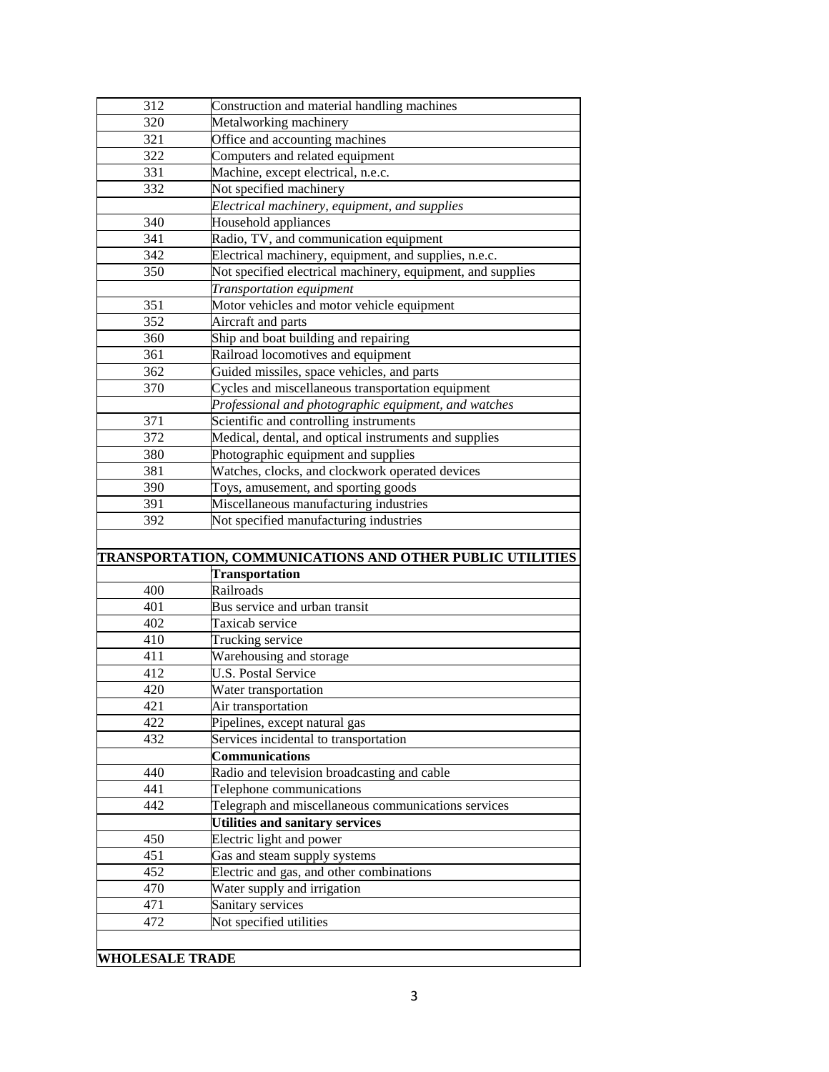| | |
|---|---|
| 312 | Construction and material handling machines |
| 320 | Metalworking machinery |
| 321 | Office and accounting machines |
| 322 | Computers and related equipment |
| 331 | Machine, except electrical, n.e.c. |
| 332 | Not specified machinery |
| | *Electrical machinery, equipment, and supplies* |
| 340 | Household appliances |
| 341 | Radio, TV, and communication equipment |
| 342 | Electrical machinery, equipment, and supplies, n.e.c. |
| 350 | Not specified electrical machinery, equipment, and supplies |
| | *Transportation equipment* |
| 351 | Motor vehicles and motor vehicle equipment |
| 352 | Aircraft and parts |
| 360 | Ship and boat building and repairing |
| 361 | Railroad locomotives and equipment |
| 362 | Guided missiles, space vehicles, and parts |
| 370 | Cycles and miscellaneous transportation equipment |
| | *Professional and photographic equipment, and watches* |
| 371 | Scientific and controlling instruments |
| 372 | Medical, dental, and optical instruments and supplies |
| 380 | Photographic equipment and supplies |
| 381 | Watches, clocks, and clockwork operated devices |
| 390 | Toys, amusement, and sporting goods |
| 391 | Miscellaneous manufacturing industries |
| 392 | Not specified manufacturing industries |
| | |
| **TRANSPORTATION, COMMUNICATIONS AND OTHER PUBLIC UTILITIES** | |
| | **Transportation** |
| 400 | Railroads |
| 401 | Bus service and urban transit |
| 402 | Taxicab service |
| 410 | Trucking service |
| 411 | Warehousing and storage |
| 412 | U.S. Postal Service |
| 420 | Water transportation |
| 421 | Air transportation |
| 422 | Pipelines, except natural gas |
| 432 | Services incidental to transportation |
| | **Communications** |
| 440 | Radio and television broadcasting and cable |
| 441 | Telephone communications |
| 442 | Telegraph and miscellaneous communications services |
| | **Utilities and sanitary services** |
| 450 | Electric light and power |
| 451 | Gas and steam supply systems |
| 452 | Electric and gas, and other combinations |
| 470 | Water supply and irrigation |
| 471 | Sanitary services |
| 472 | Not specified utilities |
| | |
| **WHOLESALE TRADE** | |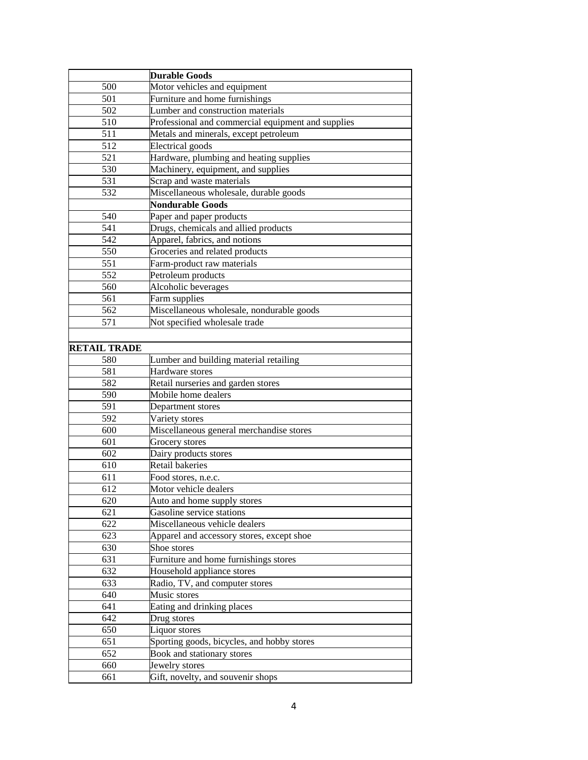| | **Durable Goods** |
|---|---|
| 500 | Motor vehicles and equipment |
| 501 | Furniture and home furnishings |
| 502 | Lumber and construction materials |
| 510 | Professional and commercial equipment and supplies |
| 511 | Metals and minerals, except petroleum |
| 512 | Electrical goods |
| 521 | Hardware, plumbing and heating supplies |
| 530 | Machinery, equipment, and supplies |
| 531 | Scrap and waste materials |
| 532 | Miscellaneous wholesale, durable goods |
| | **Nondurable Goods** |
| 540 | Paper and paper products |
| 541 | Drugs, chemicals and allied products |
| 542 | Apparel, fabrics, and notions |
| 550 | Groceries and related products |
| 551 | Farm-product raw materials |
| 552 | Petroleum products |
| 560 | Alcoholic beverages |
| 561 | Farm supplies |
| 562 | Miscellaneous wholesale, nondurable goods |
| 571 | Not specified wholesale trade |
| | |
| **RETAIL TRADE** | |
| 580 | Lumber and building material retailing |
| 581 | Hardware stores |
| 582 | Retail nurseries and garden stores |
| 590 | Mobile home dealers |
| 591 | Department stores |
| 592 | Variety stores |
| 600 | Miscellaneous general merchandise stores |
| 601 | Grocery stores |
| 602 | Dairy products stores |
| 610 | Retail bakeries |
| 611 | Food stores, n.e.c. |
| 612 | Motor vehicle dealers |
| 620 | Auto and home supply stores |
| 621 | Gasoline service stations |
| 622 | Miscellaneous vehicle dealers |
| 623 | Apparel and accessory stores, except shoe |
| 630 | Shoe stores |
| 631 | Furniture and home furnishings stores |
| 632 | Household appliance stores |
| 633 | Radio, TV, and computer stores |
| 640 | Music stores |
| 641 | Eating and drinking places |
| 642 | Drug stores |
| 650 | Liquor stores |
| 651 | Sporting goods, bicycles, and hobby stores |
| 652 | Book and stationary stores |
| 660 | Jewelry stores |
| 661 | Gift, novelty, and souvenir shops |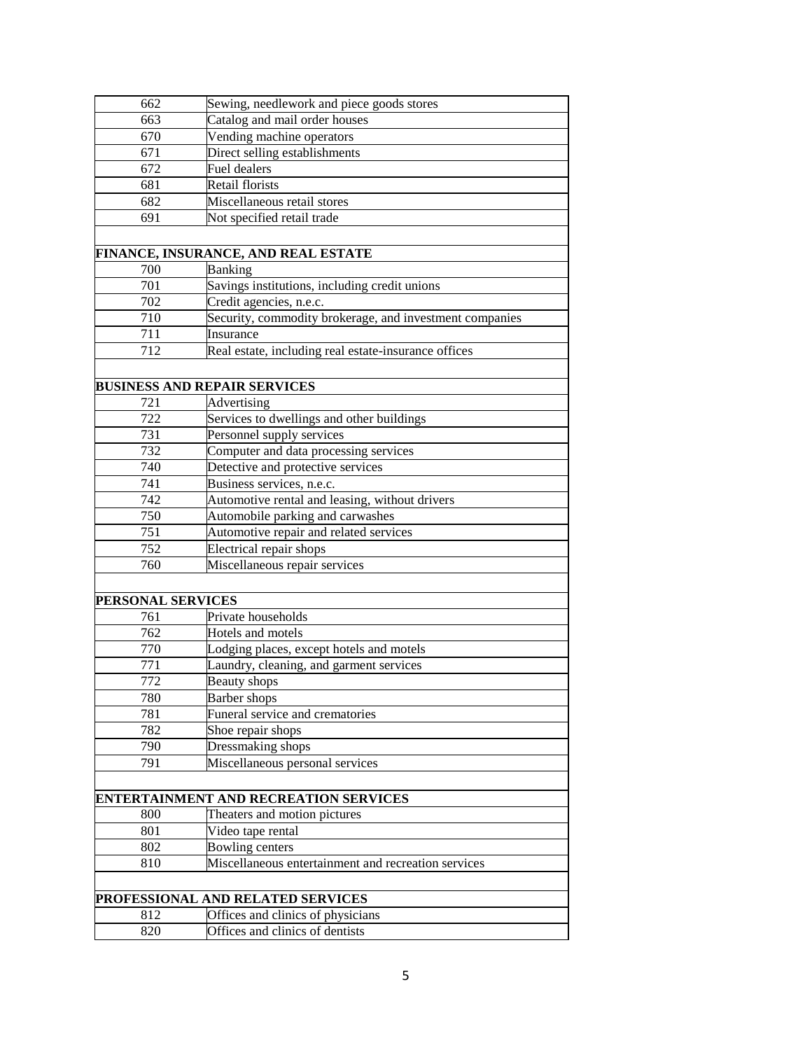| | |
|---|---|
| 662 | Sewing, needlework and piece goods stores |
| 663 | Catalog and mail order houses |
| 670 | Vending machine operators |
| 671 | Direct selling establishments |
| 672 | Fuel dealers |
| 681 | Retail florists |
| 682 | Miscellaneous retail stores |
| 691 | Not specified retail trade |
| | |
| **FINANCE, INSURANCE, AND REAL ESTATE** | |
| 700 | Banking |
| 701 | Savings institutions, including credit unions |
| 702 | Credit agencies, n.e.c. |
| 710 | Security, commodity brokerage, and investment companies |
| 711 | Insurance |
| 712 | Real estate, including real estate-insurance offices |
| | |
| **BUSINESS AND REPAIR SERVICES** | |
| 721 | Advertising |
| 722 | Services to dwellings and other buildings |
| 731 | Personnel supply services |
| 732 | Computer and data processing services |
| 740 | Detective and protective services |
| 741 | Business services, n.e.c. |
| 742 | Automotive rental and leasing, without drivers |
| 750 | Automobile parking and carwashes |
| 751 | Automotive repair and related services |
| 752 | Electrical repair shops |
| 760 | Miscellaneous repair services |
| | |
| **PERSONAL SERVICES** | |
| 761 | Private households |
| 762 | Hotels and motels |
| 770 | Lodging places, except hotels and motels |
| 771 | Laundry, cleaning, and garment services |
| 772 | Beauty shops |
| 780 | Barber shops |
| 781 | Funeral service and crematories |
| 782 | Shoe repair shops |
| 790 | Dressmaking shops |
| 791 | Miscellaneous personal services |
| | |
| **ENTERTAINMENT AND RECREATION SERVICES** | |
| 800 | Theaters and motion pictures |
| 801 | Video tape rental |
| 802 | Bowling centers |
| 810 | Miscellaneous entertainment and recreation services |
| | |
| **PROFESSIONAL AND RELATED SERVICES** | |
| 812 | Offices and clinics of physicians |
| 820 | Offices and clinics of dentists |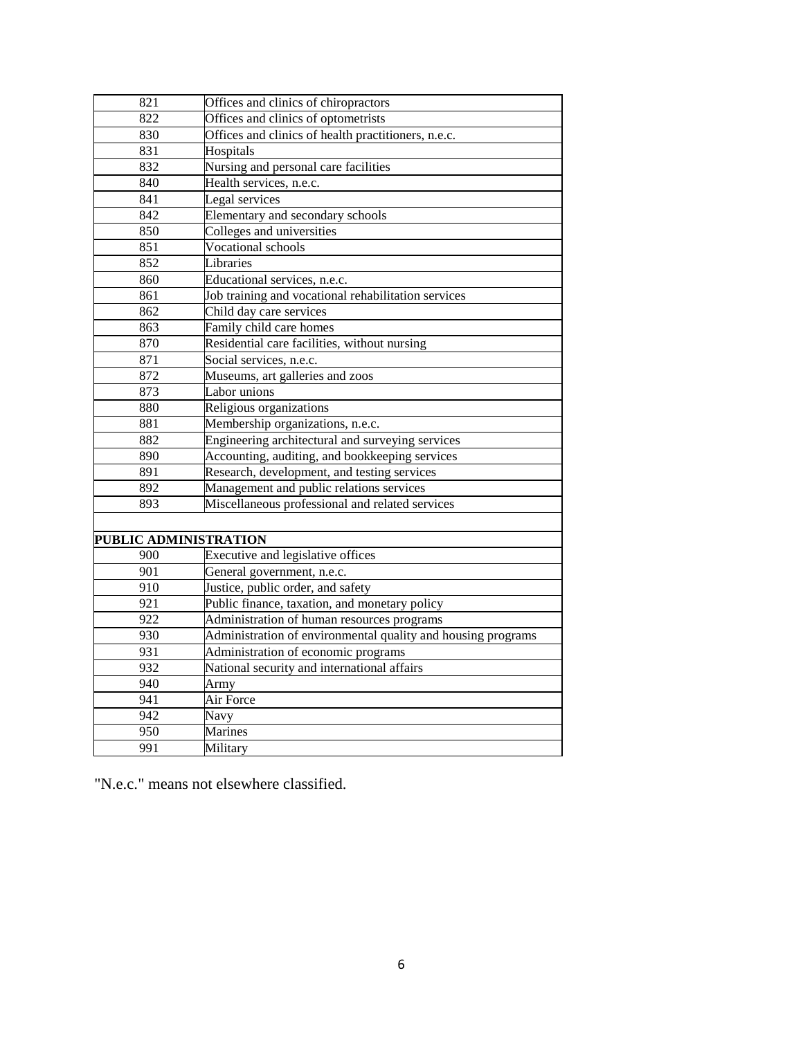| | |
|---|---|
| 821 | Offices and clinics of chiropractors |
| 822 | Offices and clinics of optometrists |
| 830 | Offices and clinics of health practitioners, n.e.c. |
| 831 | Hospitals |
| 832 | Nursing and personal care facilities |
| 840 | Health services, n.e.c. |
| 841 | Legal services |
| 842 | Elementary and secondary schools |
| 850 | Colleges and universities |
| 851 | Vocational schools |
| 852 | Libraries |
| 860 | Educational services, n.e.c. |
| 861 | Job training and vocational rehabilitation services |
| 862 | Child day care services |
| 863 | Family child care homes |
| 870 | Residential care facilities, without nursing |
| 871 | Social services, n.e.c. |
| 872 | Museums, art galleries and zoos |
| 873 | Labor unions |
| 880 | Religious organizations |
| 881 | Membership organizations, n.e.c. |
| 882 | Engineering architectural and surveying services |
| 890 | Accounting, auditing, and bookkeeping services |
| 891 | Research, development, and testing services |
| 892 | Management and public relations services |
| 893 | Miscellaneous professional and related services |
| | |
| **PUBLIC ADMINISTRATION** | |
| 900 | Executive and legislative offices |
| 901 | General government, n.e.c. |
| 910 | Justice, public order, and safety |
| 921 | Public finance, taxation, and monetary policy |
| 922 | Administration of human resources programs |
| 930 | Administration of environmental quality and housing programs |
| 931 | Administration of economic programs |
| 932 | National security and international affairs |
| 940 | Army |
| 941 | Air Force |
| 942 | Navy |
| 950 | Marines |
| 991 | Military |

"N.e.c." means not elsewhere classified.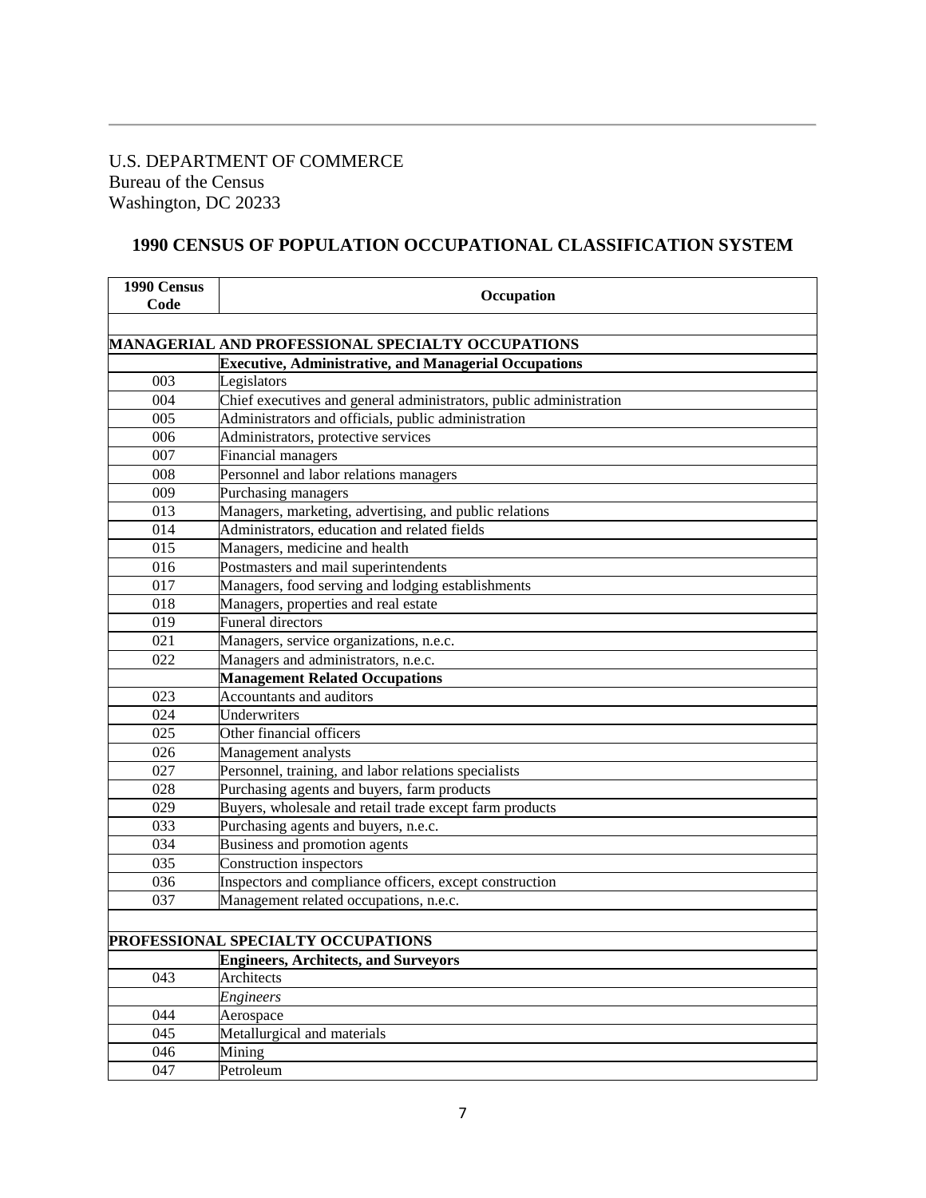U.S. DEPARTMENT OF COMMERCE
Bureau of the Census
Washington, DC 20233

## 1990 CENSUS OF POPULATION OCCUPATIONAL CLASSIFICATION SYSTEM

| 1990 Census Code | Occupation |
|---|---|
| | |
| **MANAGERIAL AND PROFESSIONAL SPECIALTY OCCUPATIONS** | |
| | **Executive, Administrative, and Managerial Occupations** |
| 003 | Legislators |
| 004 | Chief executives and general administrators, public administration |
| 005 | Administrators and officials, public administration |
| 006 | Administrators, protective services |
| 007 | Financial managers |
| 008 | Personnel and labor relations managers |
| 009 | Purchasing managers |
| 013 | Managers, marketing, advertising, and public relations |
| 014 | Administrators, education and related fields |
| 015 | Managers, medicine and health |
| 016 | Postmasters and mail superintendents |
| 017 | Managers, food serving and lodging establishments |
| 018 | Managers, properties and real estate |
| 019 | Funeral directors |
| 021 | Managers, service organizations, n.e.c. |
| 022 | Managers and administrators, n.e.c. |
| | **Management Related Occupations** |
| 023 | Accountants and auditors |
| 024 | Underwriters |
| 025 | Other financial officers |
| 026 | Management analysts |
| 027 | Personnel, training, and labor relations specialists |
| 028 | Purchasing agents and buyers, farm products |
| 029 | Buyers, wholesale and retail trade except farm products |
| 033 | Purchasing agents and buyers, n.e.c. |
| 034 | Business and promotion agents |
| 035 | Construction inspectors |
| 036 | Inspectors and compliance officers, except construction |
| 037 | Management related occupations, n.e.c. |
| | |
| **PROFESSIONAL SPECIALTY OCCUPATIONS** | |
| | **Engineers, Architects, and Surveyors** |
| 043 | Architects |
| | *Engineers* |
| 044 | Aerospace |
| 045 | Metallurgical and materials |
| 046 | Mining |
| 047 | Petroleum |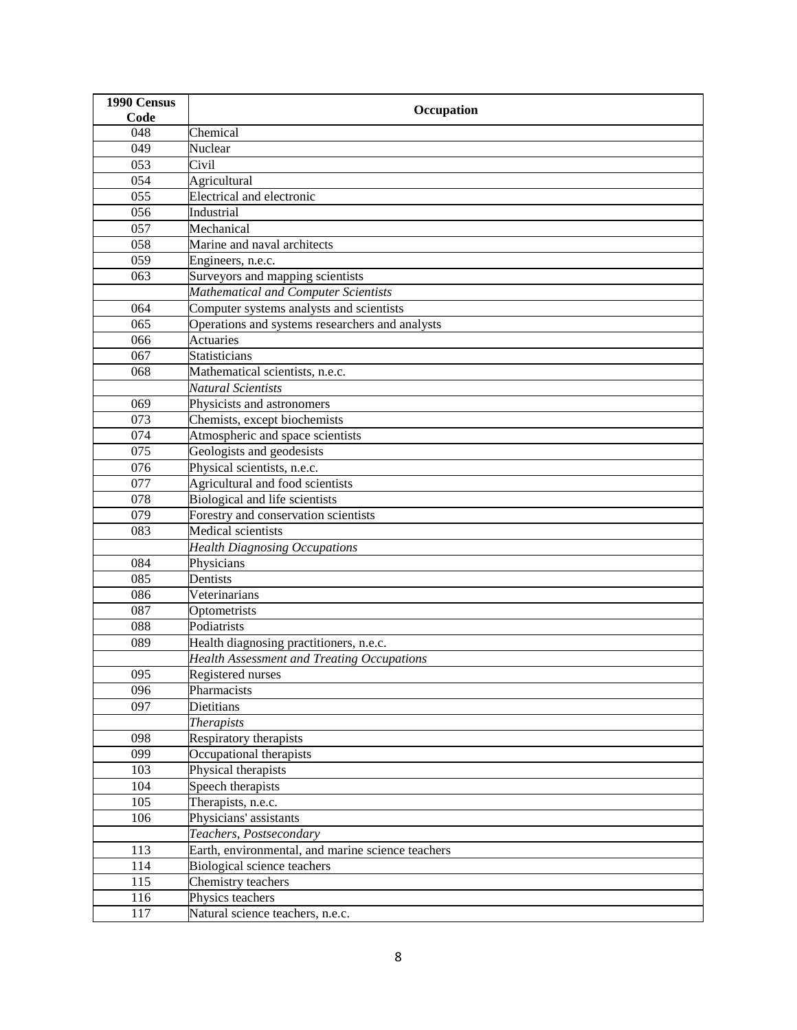| 1990 Census Code | Occupation |
|---|---|
| 048 | Chemical |
| 049 | Nuclear |
| 053 | Civil |
| 054 | Agricultural |
| 055 | Electrical and electronic |
| 056 | Industrial |
| 057 | Mechanical |
| 058 | Marine and naval architects |
| 059 | Engineers, n.e.c. |
| 063 | Surveyors and mapping scientists |
| | *Mathematical and Computer Scientists* |
| 064 | Computer systems analysts and scientists |
| 065 | Operations and systems researchers and analysts |
| 066 | Actuaries |
| 067 | Statisticians |
| 068 | Mathematical scientists, n.e.c. |
| | *Natural Scientists* |
| 069 | Physicists and astronomers |
| 073 | Chemists, except biochemists |
| 074 | Atmospheric and space scientists |
| 075 | Geologists and geodesists |
| 076 | Physical scientists, n.e.c. |
| 077 | Agricultural and food scientists |
| 078 | Biological and life scientists |
| 079 | Forestry and conservation scientists |
| 083 | Medical scientists |
| | *Health Diagnosing Occupations* |
| 084 | Physicians |
| 085 | Dentists |
| 086 | Veterinarians |
| 087 | Optometrists |
| 088 | Podiatrists |
| 089 | Health diagnosing practitioners, n.e.c. |
| | *Health Assessment and Treating Occupations* |
| 095 | Registered nurses |
| 096 | Pharmacists |
| 097 | Dietitians |
| | *Therapists* |
| 098 | Respiratory therapists |
| 099 | Occupational therapists |
| 103 | Physical therapists |
| 104 | Speech therapists |
| 105 | Therapists, n.e.c. |
| 106 | Physicians' assistants |
| | *Teachers, Postsecondary* |
| 113 | Earth, environmental, and marine science teachers |
| 114 | Biological science teachers |
| 115 | Chemistry teachers |
| 116 | Physics teachers |
| 117 | Natural science teachers, n.e.c. |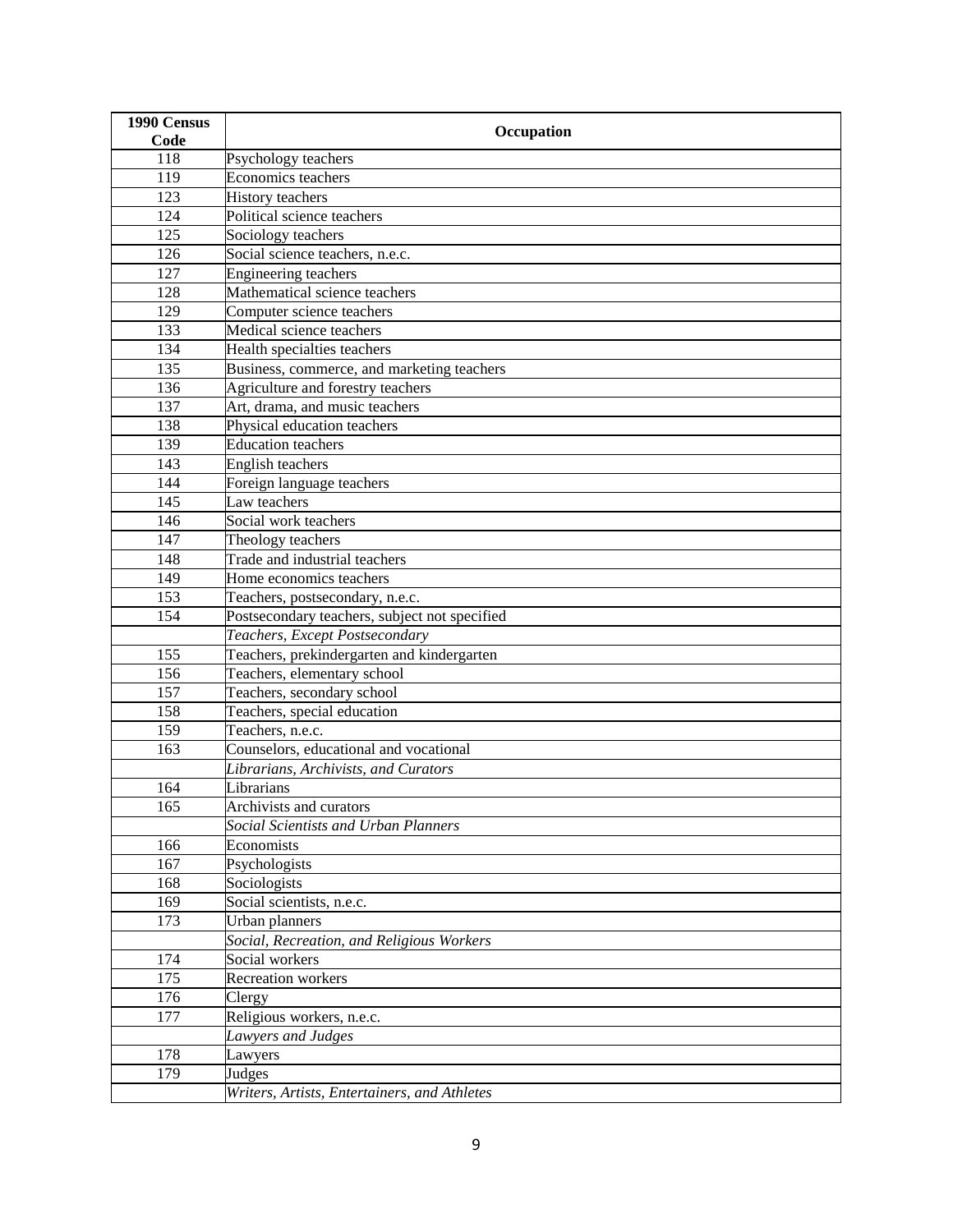| 1990 Census Code | Occupation |
| --- | --- |
| 118 | Psychology teachers |
| 119 | Economics teachers |
| 123 | History teachers |
| 124 | Political science teachers |
| 125 | Sociology teachers |
| 126 | Social science teachers, n.e.c. |
| 127 | Engineering teachers |
| 128 | Mathematical science teachers |
| 129 | Computer science teachers |
| 133 | Medical science teachers |
| 134 | Health specialties teachers |
| 135 | Business, commerce, and marketing teachers |
| 136 | Agriculture and forestry teachers |
| 137 | Art, drama, and music teachers |
| 138 | Physical education teachers |
| 139 | Education teachers |
| 143 | English teachers |
| 144 | Foreign language teachers |
| 145 | Law teachers |
| 146 | Social work teachers |
| 147 | Theology teachers |
| 148 | Trade and industrial teachers |
| 149 | Home economics teachers |
| 153 | Teachers, postsecondary, n.e.c. |
| 154 | Postsecondary teachers, subject not specified |
| | *Teachers, Except Postsecondary* |
| 155 | Teachers, prekindergarten and kindergarten |
| 156 | Teachers, elementary school |
| 157 | Teachers, secondary school |
| 158 | Teachers, special education |
| 159 | Teachers, n.e.c. |
| 163 | Counselors, educational and vocational |
| | *Librarians, Archivists, and Curators* |
| 164 | Librarians |
| 165 | Archivists and curators |
| | *Social Scientists and Urban Planners* |
| 166 | Economists |
| 167 | Psychologists |
| 168 | Sociologists |
| 169 | Social scientists, n.e.c. |
| 173 | Urban planners |
| | *Social, Recreation, and Religious Workers* |
| 174 | Social workers |
| 175 | Recreation workers |
| 176 | Clergy |
| 177 | Religious workers, n.e.c. |
| | *Lawyers and Judges* |
| 178 | Lawyers |
| 179 | Judges |
| | *Writers, Artists, Entertainers, and Athletes* |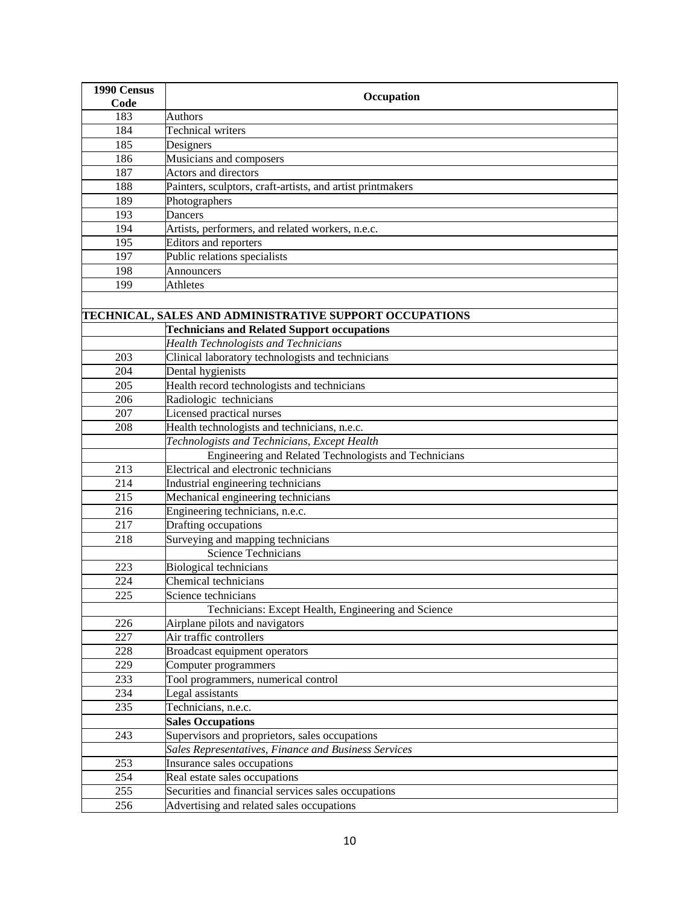| 1990 Census Code | Occupation |
|---|---|
| 183 | Authors |
| 184 | Technical writers |
| 185 | Designers |
| 186 | Musicians and composers |
| 187 | Actors and directors |
| 188 | Painters, sculptors, craft-artists, and artist printmakers |
| 189 | Photographers |
| 193 | Dancers |
| 194 | Artists, performers, and related workers, n.e.c. |
| 195 | Editors and reporters |
| 197 | Public relations specialists |
| 198 | Announcers |
| 199 | Athletes |
| | |
| **TECHNICAL, SALES AND ADMINISTRATIVE SUPPORT OCCUPATIONS** | |
| | **Technicians and Related Support occupations** |
| | *Health Technologists and Technicians* |
| 203 | Clinical laboratory technologists and technicians |
| 204 | Dental hygienists |
| 205 | Health record technologists and technicians |
| 206 | Radiologic technicians |
| 207 | Licensed practical nurses |
| 208 | Health technologists and technicians, n.e.c. |
| | *Technologists and Technicians, Except Health* |
| | Engineering and Related Technologists and Technicians |
| 213 | Electrical and electronic technicians |
| 214 | Industrial engineering technicians |
| 215 | Mechanical engineering technicians |
| 216 | Engineering technicians, n.e.c. |
| 217 | Drafting occupations |
| 218 | Surveying and mapping technicians |
| | Science Technicians |
| 223 | Biological technicians |
| 224 | Chemical technicians |
| 225 | Science technicians |
| | Technicians: Except Health, Engineering and Science |
| 226 | Airplane pilots and navigators |
| 227 | Air traffic controllers |
| 228 | Broadcast equipment operators |
| 229 | Computer programmers |
| 233 | Tool programmers, numerical control |
| 234 | Legal assistants |
| 235 | Technicians, n.e.c. |
| | **Sales Occupations** |
| 243 | Supervisors and proprietors, sales occupations |
| | *Sales Representatives, Finance and Business Services* |
| 253 | Insurance sales occupations |
| 254 | Real estate sales occupations |
| 255 | Securities and financial services sales occupations |
| 256 | Advertising and related sales occupations |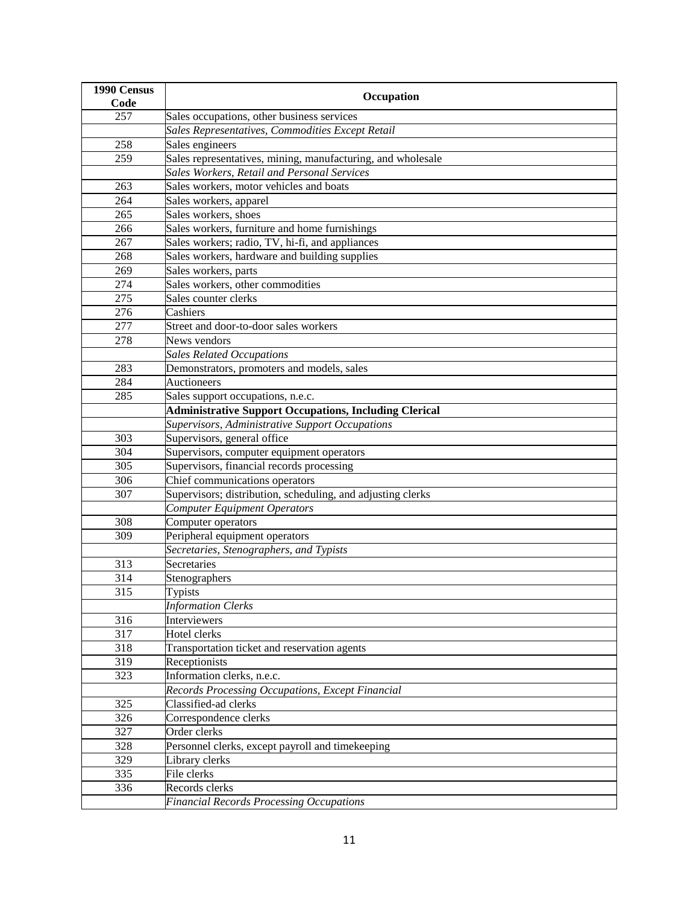| 1990 Census Code | Occupation |
|---|---|
| 257 | Sales occupations, other business services |
| | *Sales Representatives, Commodities Except Retail* |
| 258 | Sales engineers |
| 259 | Sales representatives, mining, manufacturing, and wholesale |
| | *Sales Workers, Retail and Personal Services* |
| 263 | Sales workers, motor vehicles and boats |
| 264 | Sales workers, apparel |
| 265 | Sales workers, shoes |
| 266 | Sales workers, furniture and home furnishings |
| 267 | Sales workers; radio, TV, hi-fi, and appliances |
| 268 | Sales workers, hardware and building supplies |
| 269 | Sales workers, parts |
| 274 | Sales workers, other commodities |
| 275 | Sales counter clerks |
| 276 | Cashiers |
| 277 | Street and door-to-door sales workers |
| 278 | News vendors |
| | *Sales Related Occupations* |
| 283 | Demonstrators, promoters and models, sales |
| 284 | Auctioneers |
| 285 | Sales support occupations, n.e.c. |
| | **Administrative Support Occupations, Including Clerical** |
| | *Supervisors, Administrative Support Occupations* |
| 303 | Supervisors, general office |
| 304 | Supervisors, computer equipment operators |
| 305 | Supervisors, financial records processing |
| 306 | Chief communications operators |
| 307 | Supervisors; distribution, scheduling, and adjusting clerks |
| | *Computer Equipment Operators* |
| 308 | Computer operators |
| 309 | Peripheral equipment operators |
| | *Secretaries, Stenographers, and Typists* |
| 313 | Secretaries |
| 314 | Stenographers |
| 315 | Typists |
| | *Information Clerks* |
| 316 | Interviewers |
| 317 | Hotel clerks |
| 318 | Transportation ticket and reservation agents |
| 319 | Receptionists |
| 323 | Information clerks, n.e.c. |
| | *Records Processing Occupations, Except Financial* |
| 325 | Classified-ad clerks |
| 326 | Correspondence clerks |
| 327 | Order clerks |
| 328 | Personnel clerks, except payroll and timekeeping |
| 329 | Library clerks |
| 335 | File clerks |
| 336 | Records clerks |
| | *Financial Records Processing Occupations* |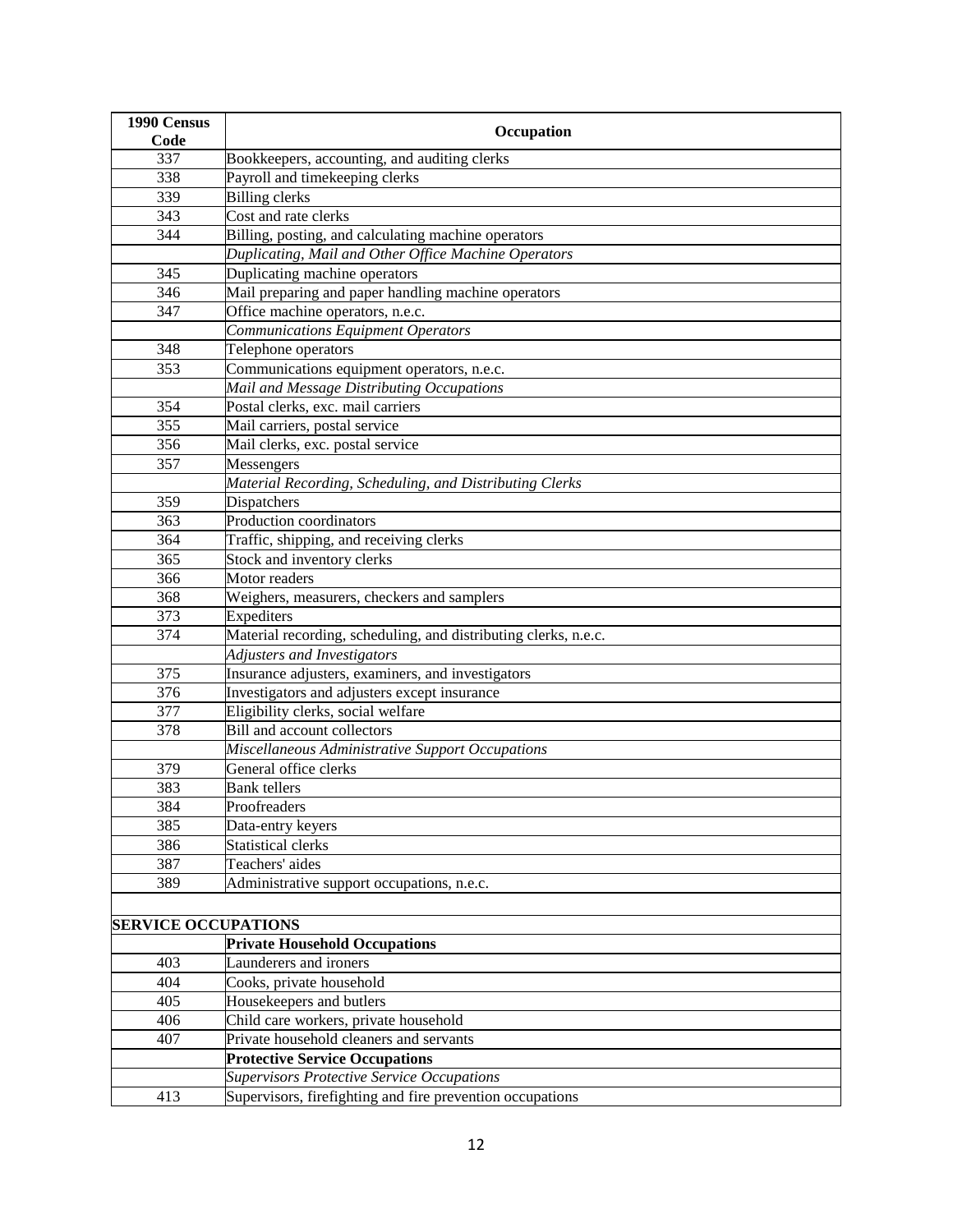| 1990 Census Code | Occupation |
| --- | --- |
| 337 | Bookkeepers, accounting, and auditing clerks |
| 338 | Payroll and timekeeping clerks |
| 339 | Billing clerks |
| 343 | Cost and rate clerks |
| 344 | Billing, posting, and calculating machine operators |
| | *Duplicating, Mail and Other Office Machine Operators* |
| 345 | Duplicating machine operators |
| 346 | Mail preparing and paper handling machine operators |
| 347 | Office machine operators, n.e.c. |
| | *Communications Equipment Operators* |
| 348 | Telephone operators |
| 353 | Communications equipment operators, n.e.c. |
| | *Mail and Message Distributing Occupations* |
| 354 | Postal clerks, exc. mail carriers |
| 355 | Mail carriers, postal service |
| 356 | Mail clerks, exc. postal service |
| 357 | Messengers |
| | *Material Recording, Scheduling, and Distributing Clerks* |
| 359 | Dispatchers |
| 363 | Production coordinators |
| 364 | Traffic, shipping, and receiving clerks |
| 365 | Stock and inventory clerks |
| 366 | Motor readers |
| 368 | Weighers, measurers, checkers and samplers |
| 373 | Expediters |
| 374 | Material recording, scheduling, and distributing clerks, n.e.c. |
| | *Adjusters and Investigators* |
| 375 | Insurance adjusters, examiners, and investigators |
| 376 | Investigators and adjusters except insurance |
| 377 | Eligibility clerks, social welfare |
| 378 | Bill and account collectors |
| | *Miscellaneous Administrative Support Occupations* |
| 379 | General office clerks |
| 383 | Bank tellers |
| 384 | Proofreaders |
| 385 | Data-entry keyers |
| 386 | Statistical clerks |
| 387 | Teachers' aides |
| 389 | Administrative support occupations, n.e.c. |
| | |
| **SERVICE OCCUPATIONS** | |
| | **Private Household Occupations** |
| 403 | Launderers and ironers |
| 404 | Cooks, private household |
| 405 | Housekeepers and butlers |
| 406 | Child care workers, private household |
| 407 | Private household cleaners and servants |
| | **Protective Service Occupations** |
| | *Supervisors Protective Service Occupations* |
| 413 | Supervisors, firefighting and fire prevention occupations |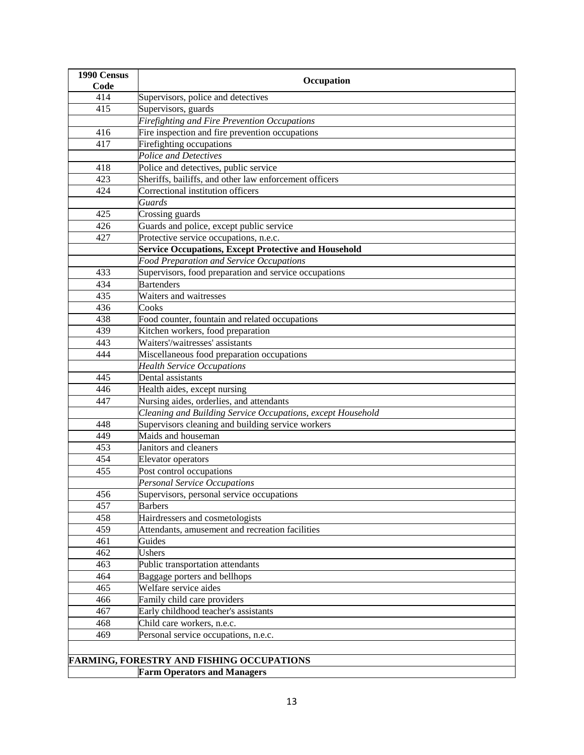| 1990 Census Code | Occupation |
|---|---|
| 414 | Supervisors, police and detectives |
| 415 | Supervisors, guards |
| | *Firefighting and Fire Prevention Occupations* |
| 416 | Fire inspection and fire prevention occupations |
| 417 | Firefighting occupations |
| | *Police and Detectives* |
| 418 | Police and detectives, public service |
| 423 | Sheriffs, bailiffs, and other law enforcement officers |
| 424 | Correctional institution officers |
| | *Guards* |
| 425 | Crossing guards |
| 426 | Guards and police, except public service |
| 427 | Protective service occupations, n.e.c. |
| | **Service Occupations, Except Protective and Household** |
| | *Food Preparation and Service Occupations* |
| 433 | Supervisors, food preparation and service occupations |
| 434 | Bartenders |
| 435 | Waiters and waitresses |
| 436 | Cooks |
| 438 | Food counter, fountain and related occupations |
| 439 | Kitchen workers, food preparation |
| 443 | Waiters'/waitresses' assistants |
| 444 | Miscellaneous food preparation occupations |
| | *Health Service Occupations* |
| 445 | Dental assistants |
| 446 | Health aides, except nursing |
| 447 | Nursing aides, orderlies, and attendants |
| | *Cleaning and Building Service Occupations, except Household* |
| 448 | Supervisors cleaning and building service workers |
| 449 | Maids and houseman |
| 453 | Janitors and cleaners |
| 454 | Elevator operators |
| 455 | Post control occupations |
| | *Personal Service Occupations* |
| 456 | Supervisors, personal service occupations |
| 457 | Barbers |
| 458 | Hairdressers and cosmetologists |
| 459 | Attendants, amusement and recreation facilities |
| 461 | Guides |
| 462 | Ushers |
| 463 | Public transportation attendants |
| 464 | Baggage porters and bellhops |
| 465 | Welfare service aides |
| 466 | Family child care providers |
| 467 | Early childhood teacher's assistants |
| 468 | Child care workers, n.e.c. |
| 469 | Personal service occupations, n.e.c. |
| | |
| **FARMING, FORESTRY AND FISHING OCCUPATIONS** | |
| | **Farm Operators and Managers** |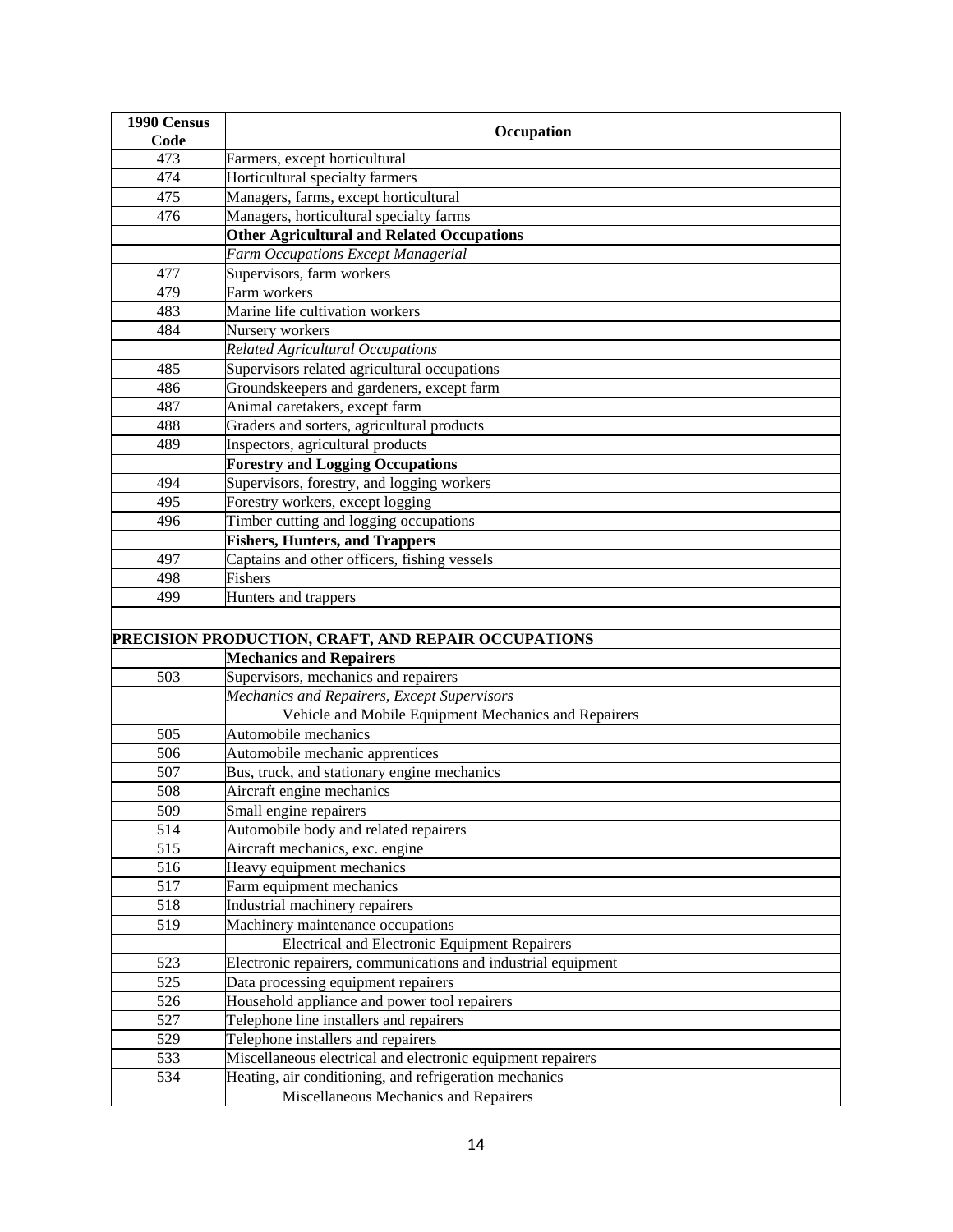| 1990 Census Code | Occupation |
|---|---|
| 473 | Farmers, except horticultural |
| 474 | Horticultural specialty farmers |
| 475 | Managers, farms, except horticultural |
| 476 | Managers, horticultural specialty farms |
| | **Other Agricultural and Related Occupations** |
| | *Farm Occupations Except Managerial* |
| 477 | Supervisors, farm workers |
| 479 | Farm workers |
| 483 | Marine life cultivation workers |
| 484 | Nursery workers |
| | *Related Agricultural Occupations* |
| 485 | Supervisors related agricultural occupations |
| 486 | Groundskeepers and gardeners, except farm |
| 487 | Animal caretakers, except farm |
| 488 | Graders and sorters, agricultural products |
| 489 | Inspectors, agricultural products |
| | **Forestry and Logging Occupations** |
| 494 | Supervisors, forestry, and logging workers |
| 495 | Forestry workers, except logging |
| 496 | Timber cutting and logging occupations |
| | **Fishers, Hunters, and Trappers** |
| 497 | Captains and other officers, fishing vessels |
| 498 | Fishers |
| 499 | Hunters and trappers |
| | |
| **PRECISION PRODUCTION, CRAFT, AND REPAIR OCCUPATIONS** | |
| | **Mechanics and Repairers** |
| 503 | Supervisors, mechanics and repairers |
| | *Mechanics and Repairers, Except Supervisors* |
| | Vehicle and Mobile Equipment Mechanics and Repairers |
| 505 | Automobile mechanics |
| 506 | Automobile mechanic apprentices |
| 507 | Bus, truck, and stationary engine mechanics |
| 508 | Aircraft engine mechanics |
| 509 | Small engine repairers |
| 514 | Automobile body and related repairers |
| 515 | Aircraft mechanics, exc. engine |
| 516 | Heavy equipment mechanics |
| 517 | Farm equipment mechanics |
| 518 | Industrial machinery repairers |
| 519 | Machinery maintenance occupations |
| | Electrical and Electronic Equipment Repairers |
| 523 | Electronic repairers, communications and industrial equipment |
| 525 | Data processing equipment repairers |
| 526 | Household appliance and power tool repairers |
| 527 | Telephone line installers and repairers |
| 529 | Telephone installers and repairers |
| 533 | Miscellaneous electrical and electronic equipment repairers |
| 534 | Heating, air conditioning, and refrigeration mechanics |
| | Miscellaneous Mechanics and Repairers |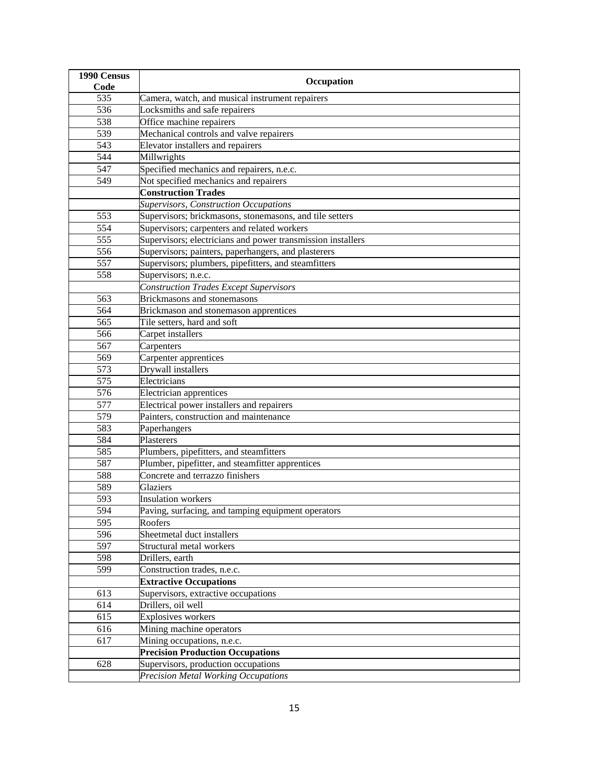| 1990 Census Code | Occupation |
| --- | --- |
| 535 | Camera, watch, and musical instrument repairers |
| 536 | Locksmiths and safe repairers |
| 538 | Office machine repairers |
| 539 | Mechanical controls and valve repairers |
| 543 | Elevator installers and repairers |
| 544 | Millwrights |
| 547 | Specified mechanics and repairers, n.e.c. |
| 549 | Not specified mechanics and repairers |
| | **Construction Trades** |
| | *Supervisors, Construction Occupations* |
| 553 | Supervisors; brickmasons, stonemasons, and tile setters |
| 554 | Supervisors; carpenters and related workers |
| 555 | Supervisors; electricians and power transmission installers |
| 556 | Supervisors; painters, paperhangers, and plasterers |
| 557 | Supervisors; plumbers, pipefitters, and steamfitters |
| 558 | Supervisors; n.e.c. |
| | *Construction Trades Except Supervisors* |
| 563 | Brickmasons and stonemasons |
| 564 | Brickmason and stonemason apprentices |
| 565 | Tile setters, hard and soft |
| 566 | Carpet installers |
| 567 | Carpenters |
| 569 | Carpenter apprentices |
| 573 | Drywall installers |
| 575 | Electricians |
| 576 | Electrician apprentices |
| 577 | Electrical power installers and repairers |
| 579 | Painters, construction and maintenance |
| 583 | Paperhangers |
| 584 | Plasterers |
| 585 | Plumbers, pipefitters, and steamfitters |
| 587 | Plumber, pipefitter, and steamfitter apprentices |
| 588 | Concrete and terrazzo finishers |
| 589 | Glaziers |
| 593 | Insulation workers |
| 594 | Paving, surfacing, and tamping equipment operators |
| 595 | Roofers |
| 596 | Sheetmetal duct installers |
| 597 | Structural metal workers |
| 598 | Drillers, earth |
| 599 | Construction trades, n.e.c. |
| | **Extractive Occupations** |
| 613 | Supervisors, extractive occupations |
| 614 | Drillers, oil well |
| 615 | Explosives workers |
| 616 | Mining machine operators |
| 617 | Mining occupations, n.e.c. |
| | **Precision Production Occupations** |
| 628 | Supervisors, production occupations |
| | *Precision Metal Working Occupations* |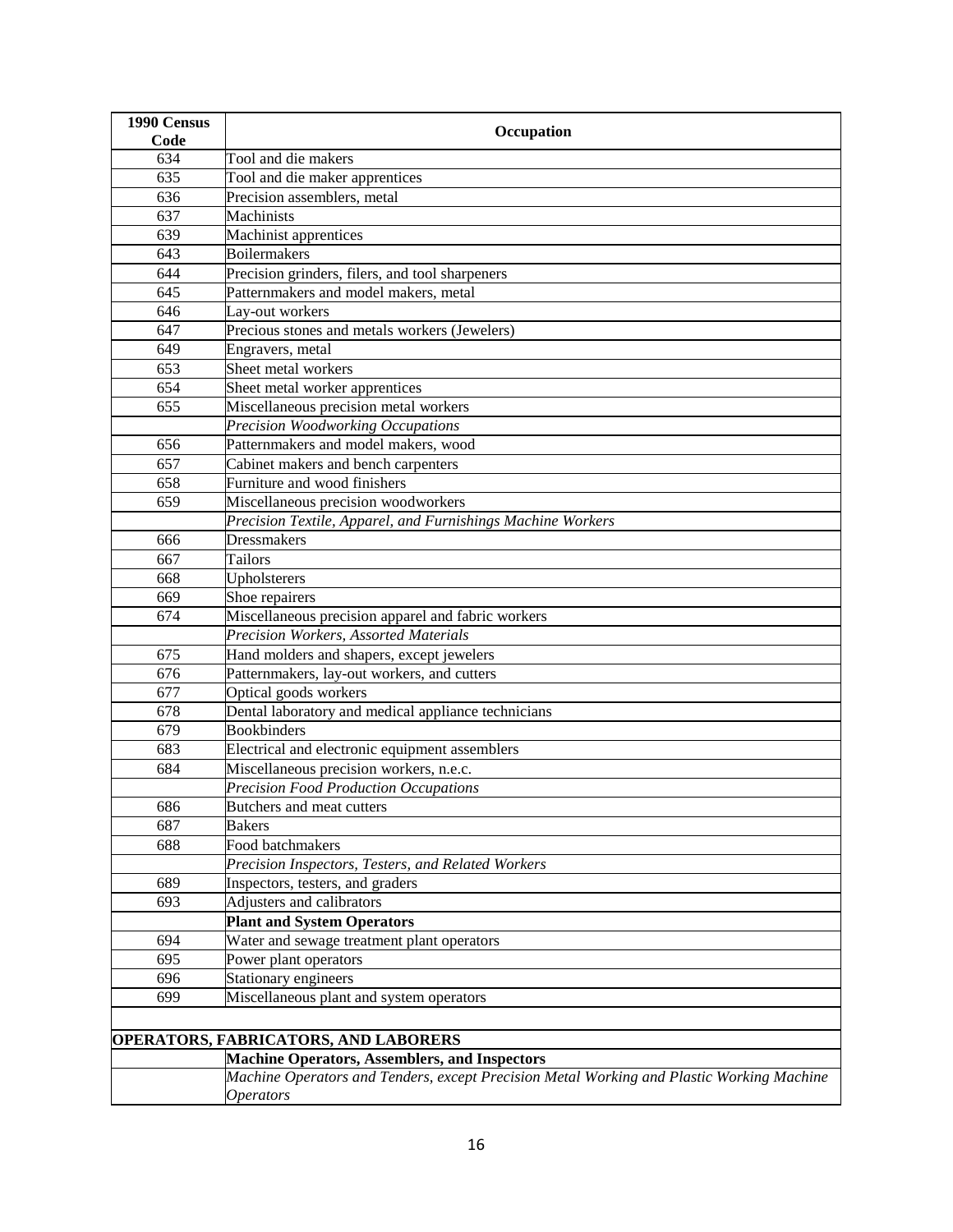| 1990 Census Code | Occupation |
|---|---|
| 634 | Tool and die makers |
| 635 | Tool and die maker apprentices |
| 636 | Precision assemblers, metal |
| 637 | Machinists |
| 639 | Machinist apprentices |
| 643 | Boilermakers |
| 644 | Precision grinders, filers, and tool sharpeners |
| 645 | Patternmakers and model makers, metal |
| 646 | Lay-out workers |
| 647 | Precious stones and metals workers (Jewelers) |
| 649 | Engravers, metal |
| 653 | Sheet metal workers |
| 654 | Sheet metal worker apprentices |
| 655 | Miscellaneous precision metal workers |
| | *Precision Woodworking Occupations* |
| 656 | Patternmakers and model makers, wood |
| 657 | Cabinet makers and bench carpenters |
| 658 | Furniture and wood finishers |
| 659 | Miscellaneous precision woodworkers |
| | *Precision Textile, Apparel, and Furnishings Machine Workers* |
| 666 | Dressmakers |
| 667 | Tailors |
| 668 | Upholsterers |
| 669 | Shoe repairers |
| 674 | Miscellaneous precision apparel and fabric workers |
| | *Precision Workers, Assorted Materials* |
| 675 | Hand molders and shapers, except jewelers |
| 676 | Patternmakers, lay-out workers, and cutters |
| 677 | Optical goods workers |
| 678 | Dental laboratory and medical appliance technicians |
| 679 | Bookbinders |
| 683 | Electrical and electronic equipment assemblers |
| 684 | Miscellaneous precision workers, n.e.c. |
| | *Precision Food Production Occupations* |
| 686 | Butchers and meat cutters |
| 687 | Bakers |
| 688 | Food batchmakers |
| | *Precision Inspectors, Testers, and Related Workers* |
| 689 | Inspectors, testers, and graders |
| 693 | Adjusters and calibrators |
| | **Plant and System Operators** |
| 694 | Water and sewage treatment plant operators |
| 695 | Power plant operators |
| 696 | Stationary engineers |
| 699 | Miscellaneous plant and system operators |
| | |
| **OPERATORS, FABRICATORS, AND LABORERS** | |
| | **Machine Operators, Assemblers, and Inspectors** |
| | *Machine Operators and Tenders, except Precision Metal Working and Plastic Working Machine Operators* |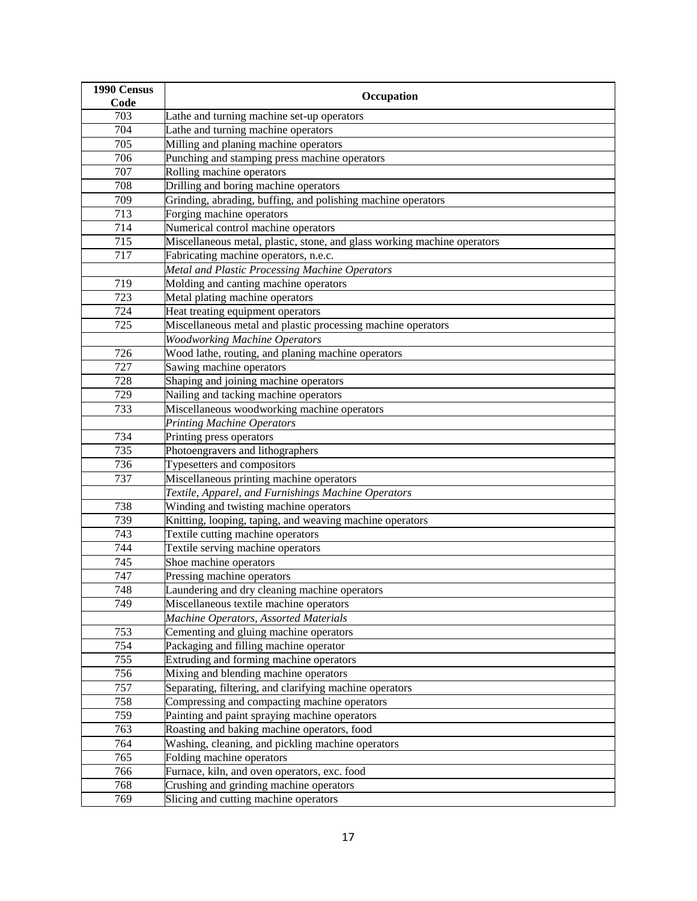| 1990 Census Code | Occupation |
|---|---|
| 703 | Lathe and turning machine set-up operators |
| 704 | Lathe and turning machine operators |
| 705 | Milling and planing machine operators |
| 706 | Punching and stamping press machine operators |
| 707 | Rolling machine operators |
| 708 | Drilling and boring machine operators |
| 709 | Grinding, abrading, buffing, and polishing machine operators |
| 713 | Forging machine operators |
| 714 | Numerical control machine operators |
| 715 | Miscellaneous metal, plastic, stone, and glass working machine operators |
| 717 | Fabricating machine operators, n.e.c. |
| | *Metal and Plastic Processing Machine Operators* |
| 719 | Molding and canting machine operators |
| 723 | Metal plating machine operators |
| 724 | Heat treating equipment operators |
| 725 | Miscellaneous metal and plastic processing machine operators |
| | *Woodworking Machine Operators* |
| 726 | Wood lathe, routing, and planing machine operators |
| 727 | Sawing machine operators |
| 728 | Shaping and joining machine operators |
| 729 | Nailing and tacking machine operators |
| 733 | Miscellaneous woodworking machine operators |
| | *Printing Machine Operators* |
| 734 | Printing press operators |
| 735 | Photoengravers and lithographers |
| 736 | Typesetters and compositors |
| 737 | Miscellaneous printing machine operators |
| | *Textile, Apparel, and Furnishings Machine Operators* |
| 738 | Winding and twisting machine operators |
| 739 | Knitting, looping, taping, and weaving machine operators |
| 743 | Textile cutting machine operators |
| 744 | Textile serving machine operators |
| 745 | Shoe machine operators |
| 747 | Pressing machine operators |
| 748 | Laundering and dry cleaning machine operators |
| 749 | Miscellaneous textile machine operators |
| | *Machine Operators, Assorted Materials* |
| 753 | Cementing and gluing machine operators |
| 754 | Packaging and filling machine operator |
| 755 | Extruding and forming machine operators |
| 756 | Mixing and blending machine operators |
| 757 | Separating, filtering, and clarifying machine operators |
| 758 | Compressing and compacting machine operators |
| 759 | Painting and paint spraying machine operators |
| 763 | Roasting and baking machine operators, food |
| 764 | Washing, cleaning, and pickling machine operators |
| 765 | Folding machine operators |
| 766 | Furnace, kiln, and oven operators, exc. food |
| 768 | Crushing and grinding machine operators |
| 769 | Slicing and cutting machine operators |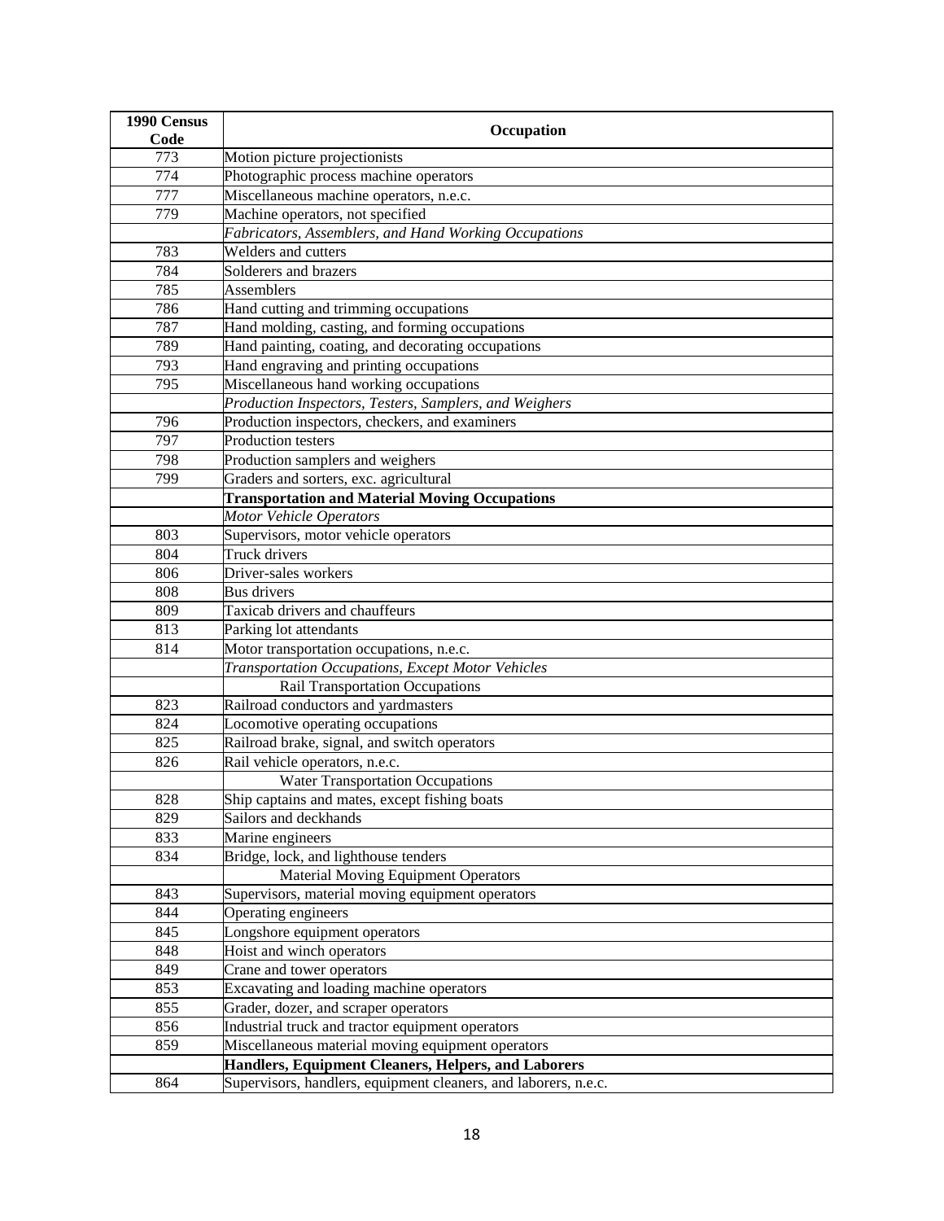| 1990 Census Code | Occupation |
|---|---|
| 773 | Motion picture projectionists |
| 774 | Photographic process machine operators |
| 777 | Miscellaneous machine operators, n.e.c. |
| 779 | Machine operators, not specified |
| | *Fabricators, Assemblers, and Hand Working Occupations* |
| 783 | Welders and cutters |
| 784 | Solderers and brazers |
| 785 | Assemblers |
| 786 | Hand cutting and trimming occupations |
| 787 | Hand molding, casting, and forming occupations |
| 789 | Hand painting, coating, and decorating occupations |
| 793 | Hand engraving and printing occupations |
| 795 | Miscellaneous hand working occupations |
| | *Production Inspectors, Testers, Samplers, and Weighers* |
| 796 | Production inspectors, checkers, and examiners |
| 797 | Production testers |
| 798 | Production samplers and weighers |
| 799 | Graders and sorters, exc. agricultural |
| | **Transportation and Material Moving Occupations** |
| | *Motor Vehicle Operators* |
| 803 | Supervisors, motor vehicle operators |
| 804 | Truck drivers |
| 806 | Driver-sales workers |
| 808 | Bus drivers |
| 809 | Taxicab drivers and chauffeurs |
| 813 | Parking lot attendants |
| 814 | Motor transportation occupations, n.e.c. |
| | *Transportation Occupations, Except Motor Vehicles* |
| | Rail Transportation Occupations |
| 823 | Railroad conductors and yardmasters |
| 824 | Locomotive operating occupations |
| 825 | Railroad brake, signal, and switch operators |
| 826 | Rail vehicle operators, n.e.c. |
| | Water Transportation Occupations |
| 828 | Ship captains and mates, except fishing boats |
| 829 | Sailors and deckhands |
| 833 | Marine engineers |
| 834 | Bridge, lock, and lighthouse tenders |
| | Material Moving Equipment Operators |
| 843 | Supervisors, material moving equipment operators |
| 844 | Operating engineers |
| 845 | Longshore equipment operators |
| 848 | Hoist and winch operators |
| 849 | Crane and tower operators |
| 853 | Excavating and loading machine operators |
| 855 | Grader, dozer, and scraper operators |
| 856 | Industrial truck and tractor equipment operators |
| 859 | Miscellaneous material moving equipment operators |
| | **Handlers, Equipment Cleaners, Helpers, and Laborers** |
| 864 | Supervisors, handlers, equipment cleaners, and laborers, n.e.c. |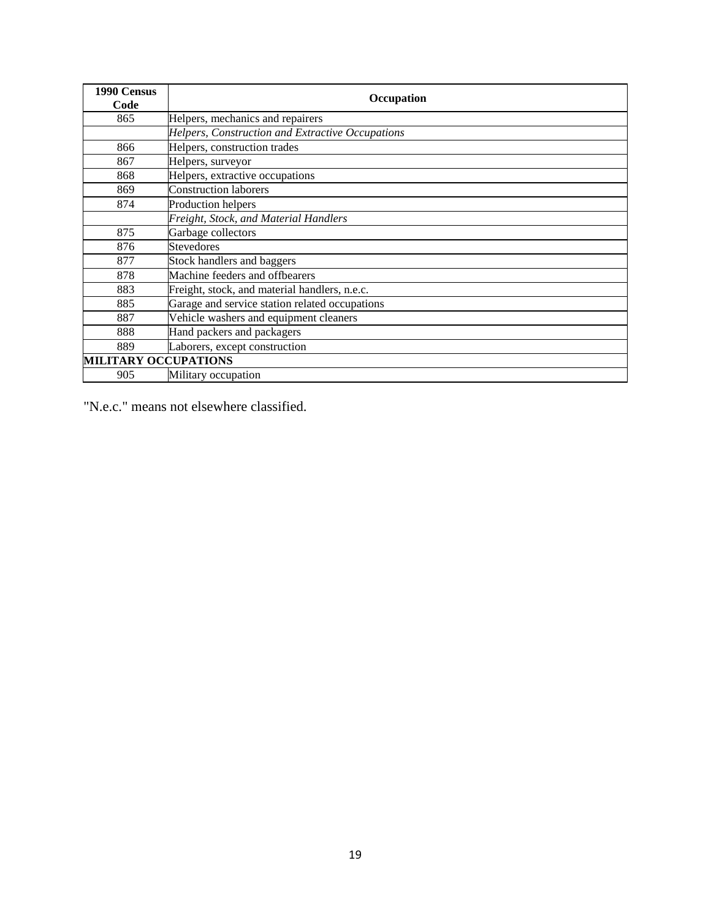| 1990 Census Code | Occupation |
|---|---|
| 865 | Helpers, mechanics and repairers |
| | *Helpers, Construction and Extractive Occupations* |
| 866 | Helpers, construction trades |
| 867 | Helpers, surveyor |
| 868 | Helpers, extractive occupations |
| 869 | Construction laborers |
| 874 | Production helpers |
| | *Freight, Stock, and Material Handlers* |
| 875 | Garbage collectors |
| 876 | Stevedores |
| 877 | Stock handlers and baggers |
| 878 | Machine feeders and offbearers |
| 883 | Freight, stock, and material handlers, n.e.c. |
| 885 | Garage and service station related occupations |
| 887 | Vehicle washers and equipment cleaners |
| 888 | Hand packers and packagers |
| 889 | Laborers, except construction |
| **MILITARY OCCUPATIONS** | |
| 905 | Military occupation |

"N.e.c." means not elsewhere classified.